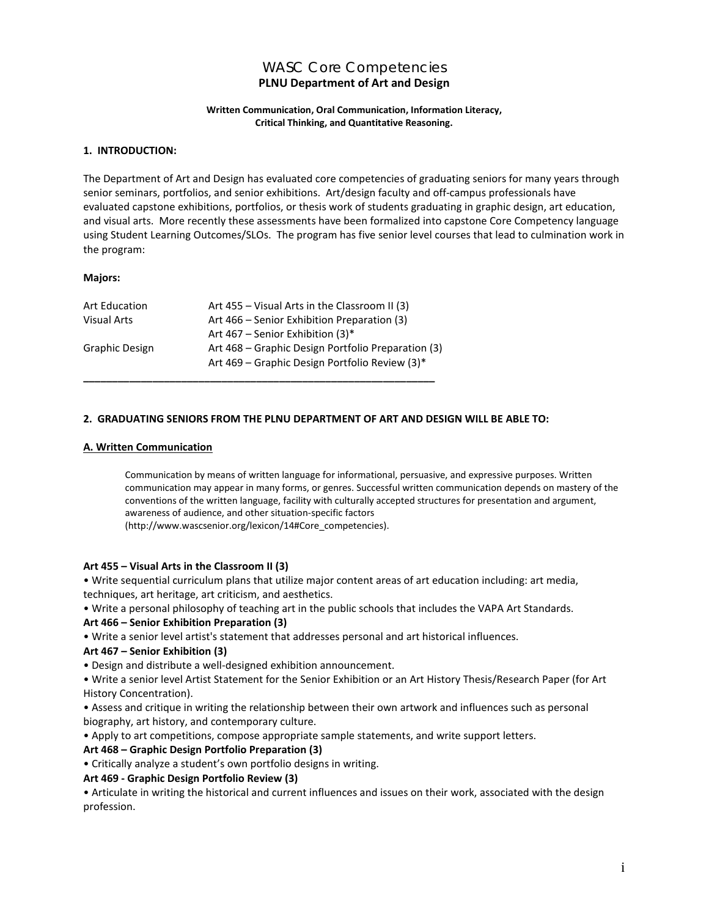# WASC Core Competencies

## PLNU Department of Art and Design

**Written Communication, Oral Communication, Information Literacy, Critical Thinking, and Quantitative Reasoning.**

### 1. INTRODUCTION:

The Department of Art and Design has evaluated core competencies of graduating seniors for many years through senior seminars, portfolios, and senior exhibitions. Art/design faculty and off-campus professionals have evaluated capstone exhibitions, portfolios, or thesis work of students graduating in graphic design, art education, and visual arts. More recently these assessments have been formalized into capstone Core Competency language using Student Learning Outcomes/SLOs. The program has five senior level courses that lead to culmination work in the program:

**Majors:**

| | |
|---|---|
| Art Education | Art 455 – Visual Arts in the Classroom II (3) |
| Visual Arts | Art 466 – Senior Exhibition Preparation (3) |
| | Art 467 – Senior Exhibition (3)* |
| Graphic Design | Art 468 – Graphic Design Portfolio Preparation (3) |
| | Art 469 – Graphic Design Portfolio Review (3)* |

---

### 2. GRADUATING SENIORS FROM THE PLNU DEPARTMENT OF ART AND DESIGN WILL BE ABLE TO:

#### A. Written Communication

> Communication by means of written language for informational, persuasive, and expressive purposes. Written communication may appear in many forms, or genres. Successful written communication depends on mastery of the conventions of the written language, facility with culturally accepted structures for presentation and argument, awareness of audience, and other situation-specific factors (http://www.wascsenior.org/lexicon/14#Core_competencies).

**Art 455 – Visual Arts in the Classroom II (3)**

- Write sequential curriculum plans that utilize major content areas of art education including: art media, techniques, art heritage, art criticism, and aesthetics.
- Write a personal philosophy of teaching art in the public schools that includes the VAPA Art Standards.

**Art 466 – Senior Exhibition Preparation (3)**

- Write a senior level artist's statement that addresses personal and art historical influences.

**Art 467 – Senior Exhibition (3)**

- Design and distribute a well-designed exhibition announcement.
- Write a senior level Artist Statement for the Senior Exhibition or an Art History Thesis/Research Paper (for Art History Concentration).
- Assess and critique in writing the relationship between their own artwork and influences such as personal biography, art history, and contemporary culture.
- Apply to art competitions, compose appropriate sample statements, and write support letters.

**Art 468 – Graphic Design Portfolio Preparation (3)**

- Critically analyze a student's own portfolio designs in writing.

**Art 469 - Graphic Design Portfolio Review (3)**

- Articulate in writing the historical and current influences and issues on their work, associated with the design profession.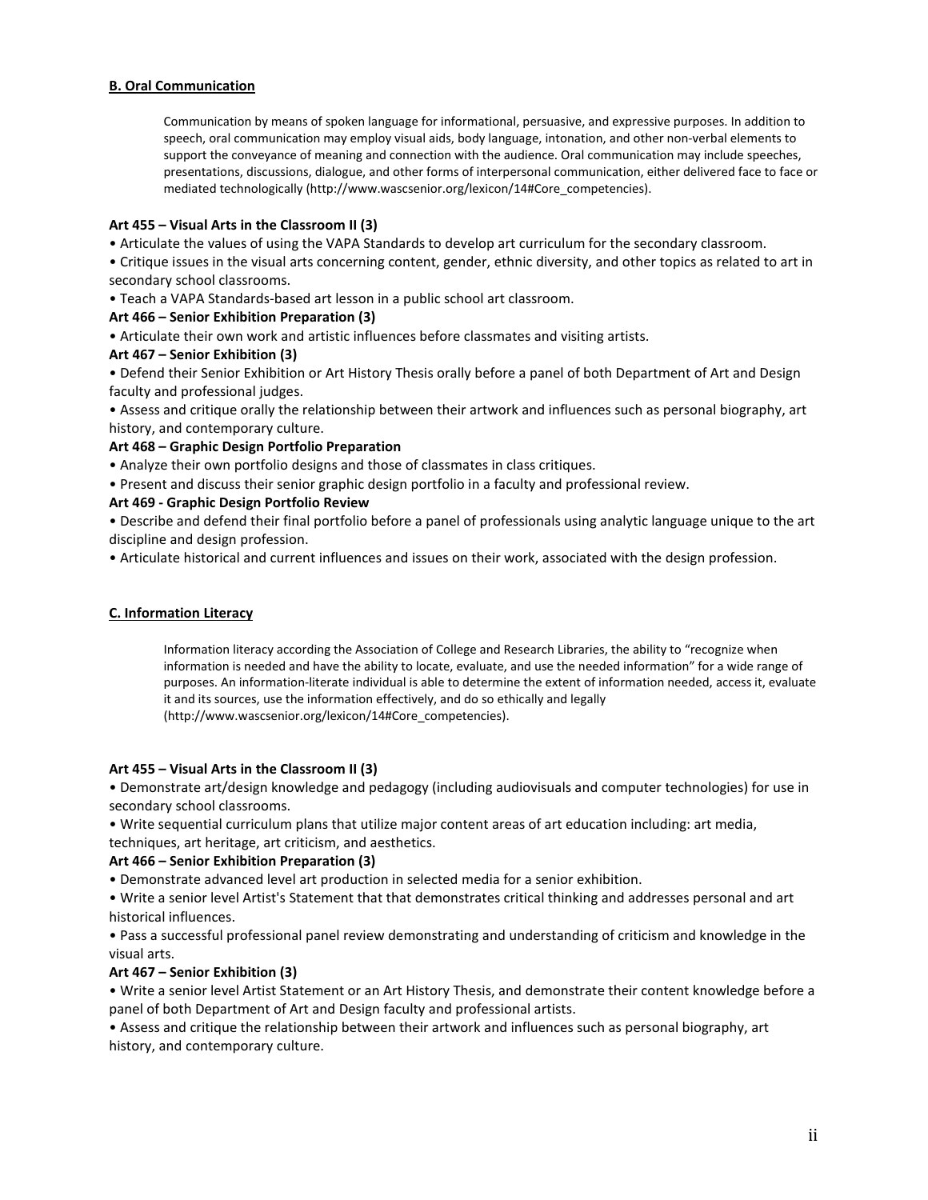## B. Oral Communication

Communication by means of spoken language for informational, persuasive, and expressive purposes. In addition to speech, oral communication may employ visual aids, body language, intonation, and other non-verbal elements to support the conveyance of meaning and connection with the audience. Oral communication may include speeches, presentations, discussions, dialogue, and other forms of interpersonal communication, either delivered face to face or mediated technologically (http://www.wascsenior.org/lexicon/14#Core_competencies).

**Art 455 – Visual Arts in the Classroom II (3)**

- Articulate the values of using the VAPA Standards to develop art curriculum for the secondary classroom.
- Critique issues in the visual arts concerning content, gender, ethnic diversity, and other topics as related to art in secondary school classrooms.
- Teach a VAPA Standards-based art lesson in a public school art classroom.

**Art 466 – Senior Exhibition Preparation (3)**

- Articulate their own work and artistic influences before classmates and visiting artists.

**Art 467 – Senior Exhibition (3)**

- Defend their Senior Exhibition or Art History Thesis orally before a panel of both Department of Art and Design faculty and professional judges.
- Assess and critique orally the relationship between their artwork and influences such as personal biography, art history, and contemporary culture.

**Art 468 – Graphic Design Portfolio Preparation**

- Analyze their own portfolio designs and those of classmates in class critiques.
- Present and discuss their senior graphic design portfolio in a faculty and professional review.

**Art 469 - Graphic Design Portfolio Review**

- Describe and defend their final portfolio before a panel of professionals using analytic language unique to the art discipline and design profession.
- Articulate historical and current influences and issues on their work, associated with the design profession.

## C. Information Literacy

Information literacy according the Association of College and Research Libraries, the ability to "recognize when information is needed and have the ability to locate, evaluate, and use the needed information" for a wide range of purposes. An information-literate individual is able to determine the extent of information needed, access it, evaluate it and its sources, use the information effectively, and do so ethically and legally (http://www.wascsenior.org/lexicon/14#Core_competencies).

**Art 455 – Visual Arts in the Classroom II (3)**

- Demonstrate art/design knowledge and pedagogy (including audiovisuals and computer technologies) for use in secondary school classrooms.
- Write sequential curriculum plans that utilize major content areas of art education including: art media, techniques, art heritage, art criticism, and aesthetics.

**Art 466 – Senior Exhibition Preparation (3)**

- Demonstrate advanced level art production in selected media for a senior exhibition.
- Write a senior level Artist's Statement that that demonstrates critical thinking and addresses personal and art historical influences.
- Pass a successful professional panel review demonstrating and understanding of criticism and knowledge in the visual arts.

**Art 467 – Senior Exhibition (3)**

- Write a senior level Artist Statement or an Art History Thesis, and demonstrate their content knowledge before a panel of both Department of Art and Design faculty and professional artists.
- Assess and critique the relationship between their artwork and influences such as personal biography, art history, and contemporary culture.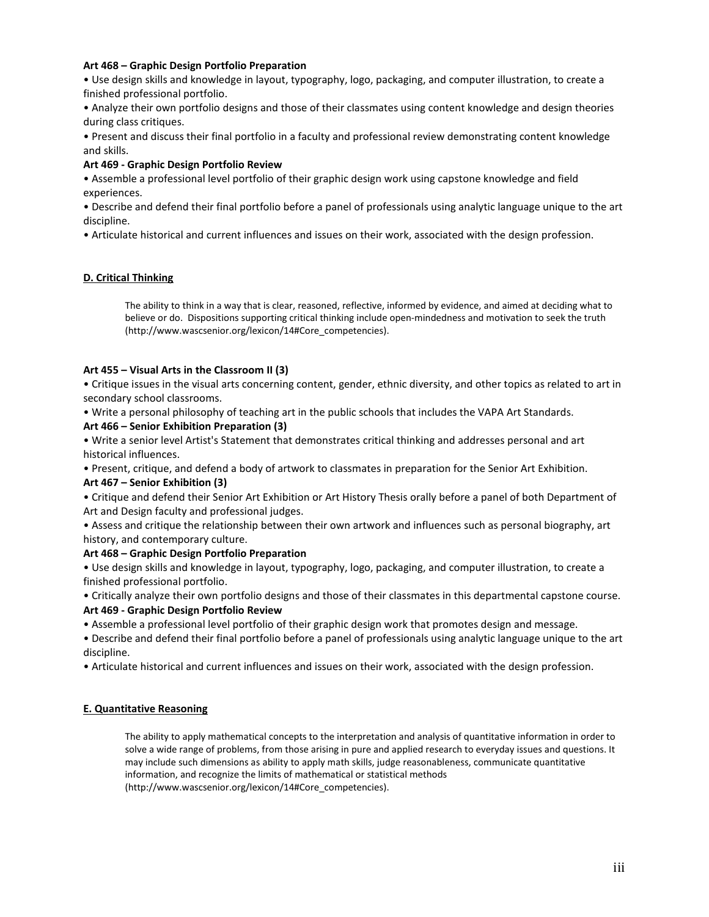**Art 468 – Graphic Design Portfolio Preparation**

• Use design skills and knowledge in layout, typography, logo, packaging, and computer illustration, to create a finished professional portfolio.

• Analyze their own portfolio designs and those of their classmates using content knowledge and design theories during class critiques.

• Present and discuss their final portfolio in a faculty and professional review demonstrating content knowledge and skills.

**Art 469 - Graphic Design Portfolio Review**

• Assemble a professional level portfolio of their graphic design work using capstone knowledge and field experiences.

• Describe and defend their final portfolio before a panel of professionals using analytic language unique to the art discipline.

• Articulate historical and current influences and issues on their work, associated with the design profession.

## D. Critical Thinking

> The ability to think in a way that is clear, reasoned, reflective, informed by evidence, and aimed at deciding what to believe or do. Dispositions supporting critical thinking include open-mindedness and motivation to seek the truth (http://www.wascsenior.org/lexicon/14#Core_competencies).

**Art 455 – Visual Arts in the Classroom II (3)**

• Critique issues in the visual arts concerning content, gender, ethnic diversity, and other topics as related to art in secondary school classrooms.

• Write a personal philosophy of teaching art in the public schools that includes the VAPA Art Standards.

**Art 466 – Senior Exhibition Preparation (3)**

• Write a senior level Artist's Statement that demonstrates critical thinking and addresses personal and art historical influences.

• Present, critique, and defend a body of artwork to classmates in preparation for the Senior Art Exhibition.

**Art 467 – Senior Exhibition (3)**

• Critique and defend their Senior Art Exhibition or Art History Thesis orally before a panel of both Department of Art and Design faculty and professional judges.

• Assess and critique the relationship between their own artwork and influences such as personal biography, art history, and contemporary culture.

**Art 468 – Graphic Design Portfolio Preparation**

• Use design skills and knowledge in layout, typography, logo, packaging, and computer illustration, to create a finished professional portfolio.

• Critically analyze their own portfolio designs and those of their classmates in this departmental capstone course.

**Art 469 - Graphic Design Portfolio Review**

• Assemble a professional level portfolio of their graphic design work that promotes design and message.

• Describe and defend their final portfolio before a panel of professionals using analytic language unique to the art discipline.

• Articulate historical and current influences and issues on their work, associated with the design profession.

## E. Quantitative Reasoning

> The ability to apply mathematical concepts to the interpretation and analysis of quantitative information in order to solve a wide range of problems, from those arising in pure and applied research to everyday issues and questions. It may include such dimensions as ability to apply math skills, judge reasonableness, communicate quantitative information, and recognize the limits of mathematical or statistical methods (http://www.wascsenior.org/lexicon/14#Core_competencies).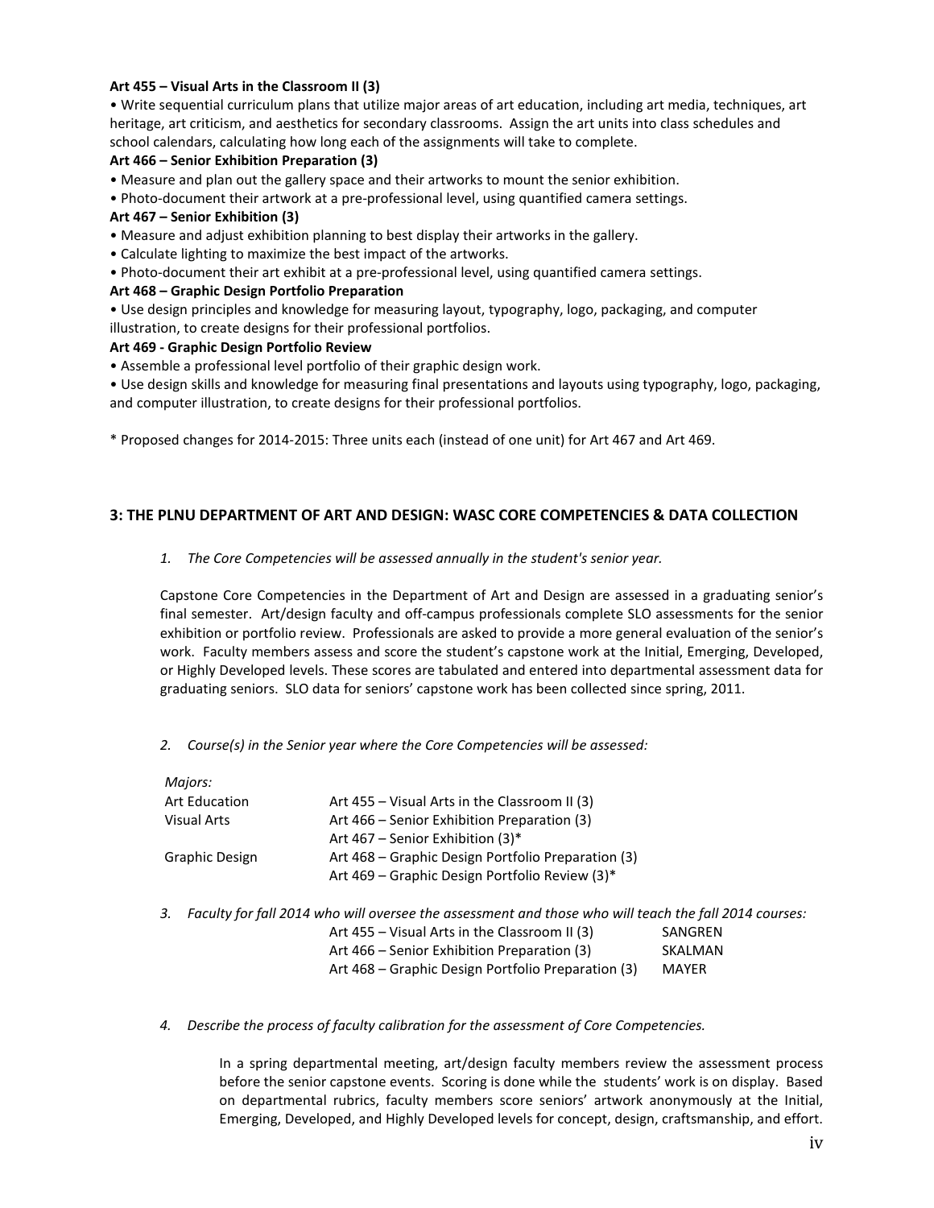**Art 455 – Visual Arts in the Classroom II (3)**

• Write sequential curriculum plans that utilize major areas of art education, including art media, techniques, art heritage, art criticism, and aesthetics for secondary classrooms. Assign the art units into class schedules and school calendars, calculating how long each of the assignments will take to complete.

**Art 466 – Senior Exhibition Preparation (3)**

• Measure and plan out the gallery space and their artworks to mount the senior exhibition.
• Photo-document their artwork at a pre-professional level, using quantified camera settings.

**Art 467 – Senior Exhibition (3)**

• Measure and adjust exhibition planning to best display their artworks in the gallery.
• Calculate lighting to maximize the best impact of the artworks.
• Photo-document their art exhibit at a pre-professional level, using quantified camera settings.

**Art 468 – Graphic Design Portfolio Preparation**

• Use design principles and knowledge for measuring layout, typography, logo, packaging, and computer illustration, to create designs for their professional portfolios.

**Art 469 - Graphic Design Portfolio Review**

• Assemble a professional level portfolio of their graphic design work.
• Use design skills and knowledge for measuring final presentations and layouts using typography, logo, packaging, and computer illustration, to create designs for their professional portfolios.

* Proposed changes for 2014-2015: Three units each (instead of one unit) for Art 467 and Art 469.

## 3: THE PLNU DEPARTMENT OF ART AND DESIGN: WASC CORE COMPETENCIES & DATA COLLECTION

1. *The Core Competencies will be assessed annually in the student's senior year.*

   Capstone Core Competencies in the Department of Art and Design are assessed in a graduating senior's final semester. Art/design faculty and off-campus professionals complete SLO assessments for the senior exhibition or portfolio review. Professionals are asked to provide a more general evaluation of the senior's work. Faculty members assess and score the student's capstone work at the Initial, Emerging, Developed, or Highly Developed levels. These scores are tabulated and entered into departmental assessment data for graduating seniors. SLO data for seniors' capstone work has been collected since spring, 2011.

2. *Course(s) in the Senior year where the Core Competencies will be assessed:*

| *Majors:* | |
|---|---|
| Art Education | Art 455 – Visual Arts in the Classroom II (3) |
| Visual Arts | Art 466 – Senior Exhibition Preparation (3) |
| | Art 467 – Senior Exhibition (3)* |
| Graphic Design | Art 468 – Graphic Design Portfolio Preparation (3) |
| | Art 469 – Graphic Design Portfolio Review (3)* |

3. *Faculty for fall 2014 who will oversee the assessment and those who will teach the fall 2014 courses:*

| Course | Faculty |
|---|---|
| Art 455 – Visual Arts in the Classroom II (3) | SANGREN |
| Art 466 – Senior Exhibition Preparation (3) | SKALMAN |
| Art 468 – Graphic Design Portfolio Preparation (3) | MAYER |

4. *Describe the process of faculty calibration for the assessment of Core Competencies.*

   In a spring departmental meeting, art/design faculty members review the assessment process before the senior capstone events. Scoring is done while the students' work is on display. Based on departmental rubrics, faculty members score seniors' artwork anonymously at the Initial, Emerging, Developed, and Highly Developed levels for concept, design, craftsmanship, and effort.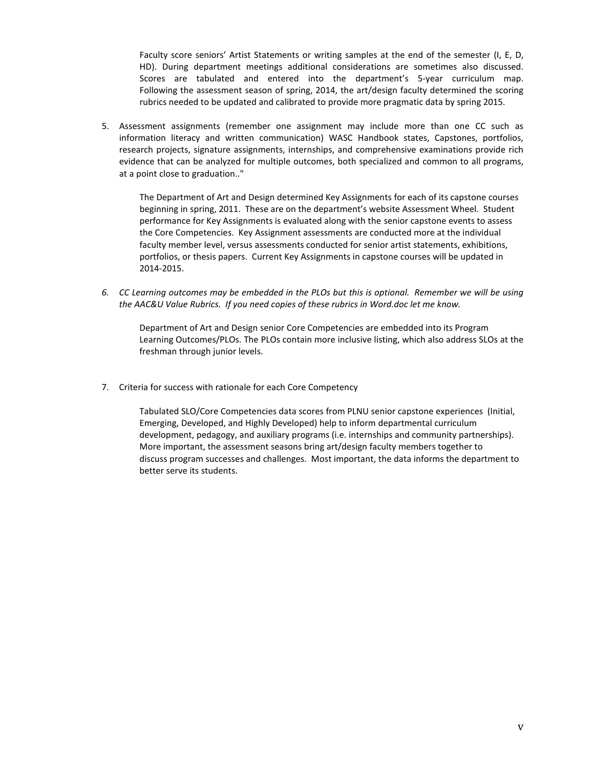Faculty score seniors' Artist Statements or writing samples at the end of the semester (I, E, D, HD). During department meetings additional considerations are sometimes also discussed. Scores are tabulated and entered into the department's 5-year curriculum map. Following the assessment season of spring, 2014, the art/design faculty determined the scoring rubrics needed to be updated and calibrated to provide more pragmatic data by spring 2015.

5. Assessment assignments (remember one assignment may include more than one CC such as information literacy and written communication) WASC Handbook states, Capstones, portfolios, research projects, signature assignments, internships, and comprehensive examinations provide rich evidence that can be analyzed for multiple outcomes, both specialized and common to all programs, at a point close to graduation.."

   The Department of Art and Design determined Key Assignments for each of its capstone courses beginning in spring, 2011. These are on the department's website Assessment Wheel. Student performance for Key Assignments is evaluated along with the senior capstone events to assess the Core Competencies. Key Assignment assessments are conducted more at the individual faculty member level, versus assessments conducted for senior artist statements, exhibitions, portfolios, or thesis papers. Current Key Assignments in capstone courses will be updated in 2014-2015.

6. *CC Learning outcomes may be embedded in the PLOs but this is optional. Remember we will be using the AAC&U Value Rubrics. If you need copies of these rubrics in Word.doc let me know.*

   Department of Art and Design senior Core Competencies are embedded into its Program Learning Outcomes/PLOs. The PLOs contain more inclusive listing, which also address SLOs at the freshman through junior levels.

7. Criteria for success with rationale for each Core Competency

   Tabulated SLO/Core Competencies data scores from PLNU senior capstone experiences (Initial, Emerging, Developed, and Highly Developed) help to inform departmental curriculum development, pedagogy, and auxiliary programs (i.e. internships and community partnerships). More important, the assessment seasons bring art/design faculty members together to discuss program successes and challenges. Most important, the data informs the department to better serve its students.